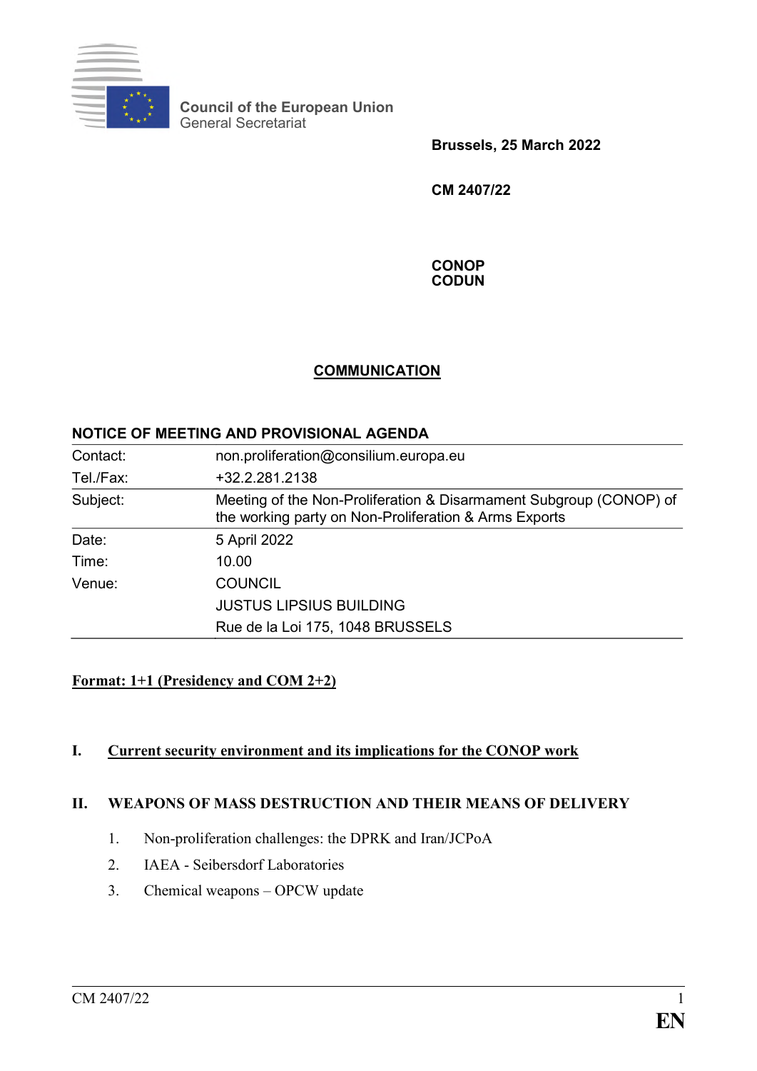**Council of the European Union**
General Secretariat

**Brussels, 25 March 2022**

**CM 2407/22**

**CONOP**
**CODUN**

# COMMUNICATION

## NOTICE OF MEETING AND PROVISIONAL AGENDA

| | |
|---|---|
| Contact: | non.proliferation@consilium.europa.eu |
| Tel./Fax: | +32.2.281.2138 |
| Subject: | Meeting of the Non-Proliferation & Disarmament Subgroup (CONOP) of the working party on Non-Proliferation & Arms Exports |
| Date: | 5 April 2022 |
| Time: | 10.00 |
| Venue: | COUNCIL<br>JUSTUS LIPSIUS BUILDING<br>Rue de la Loi 175, 1048 BRUSSELS |

**Format: 1+1 (Presidency and COM 2+2)**

**I. Current security environment and its implications for the CONOP work**

**II. WEAPONS OF MASS DESTRUCTION AND THEIR MEANS OF DELIVERY**

1. Non-proliferation challenges: the DPRK and Iran/JCPoA
2. IAEA - Seibersdorf Laboratories
3. Chemical weapons – OPCW update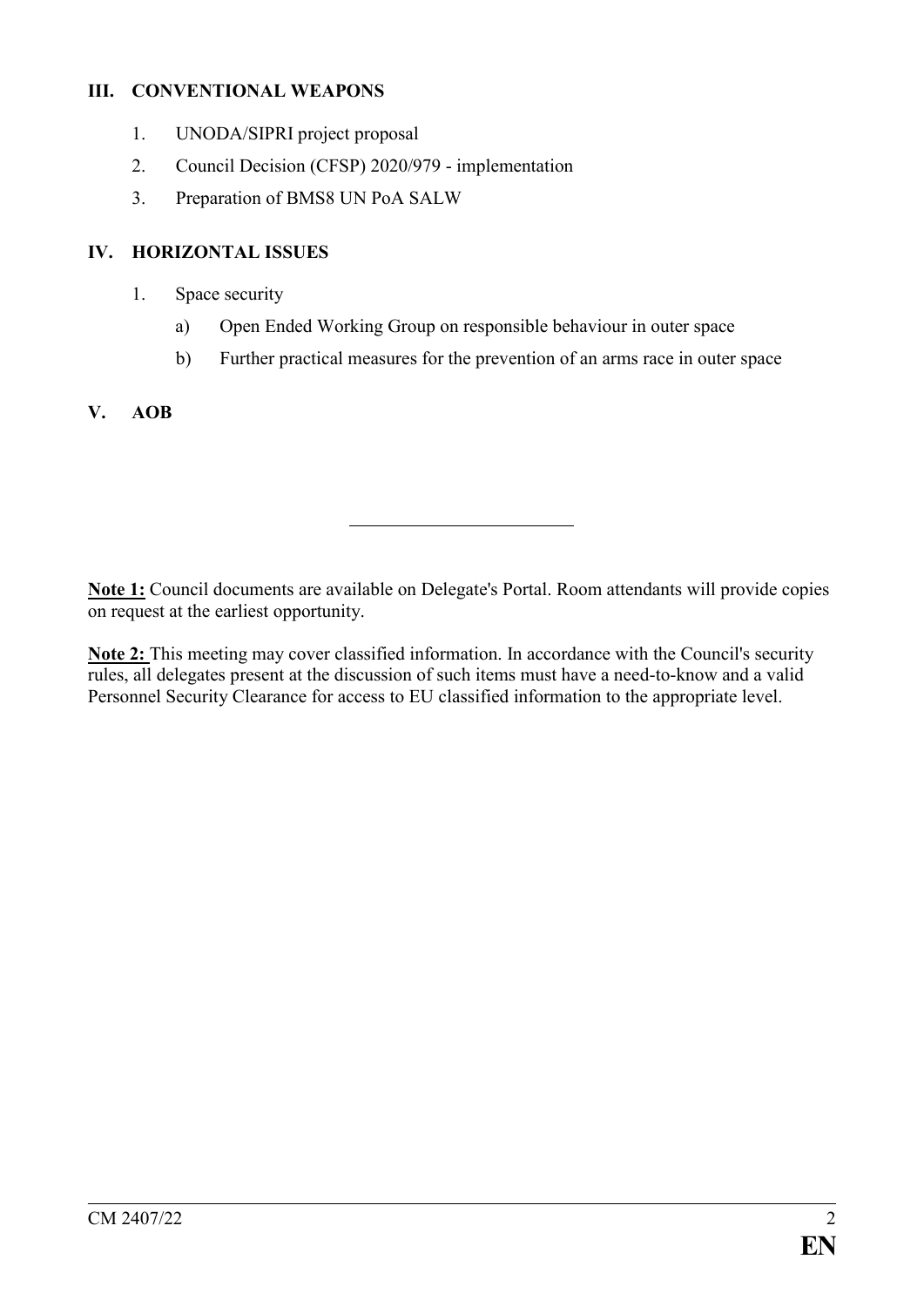## III. CONVENTIONAL WEAPONS

1. UNODA/SIPRI project proposal
2. Council Decision (CFSP) 2020/979 - implementation
3. Preparation of BMS8 UN PoA SALW

## IV. HORIZONTAL ISSUES

1. Space security
   a) Open Ended Working Group on responsible behaviour in outer space
   b) Further practical measures for the prevention of an arms race in outer space

## V. AOB

---

**Note 1:** Council documents are available on Delegate's Portal. Room attendants will provide copies on request at the earliest opportunity.

**Note 2:** This meeting may cover classified information. In accordance with the Council's security rules, all delegates present at the discussion of such items must have a need-to-know and a valid Personnel Security Clearance for access to EU classified information to the appropriate level.